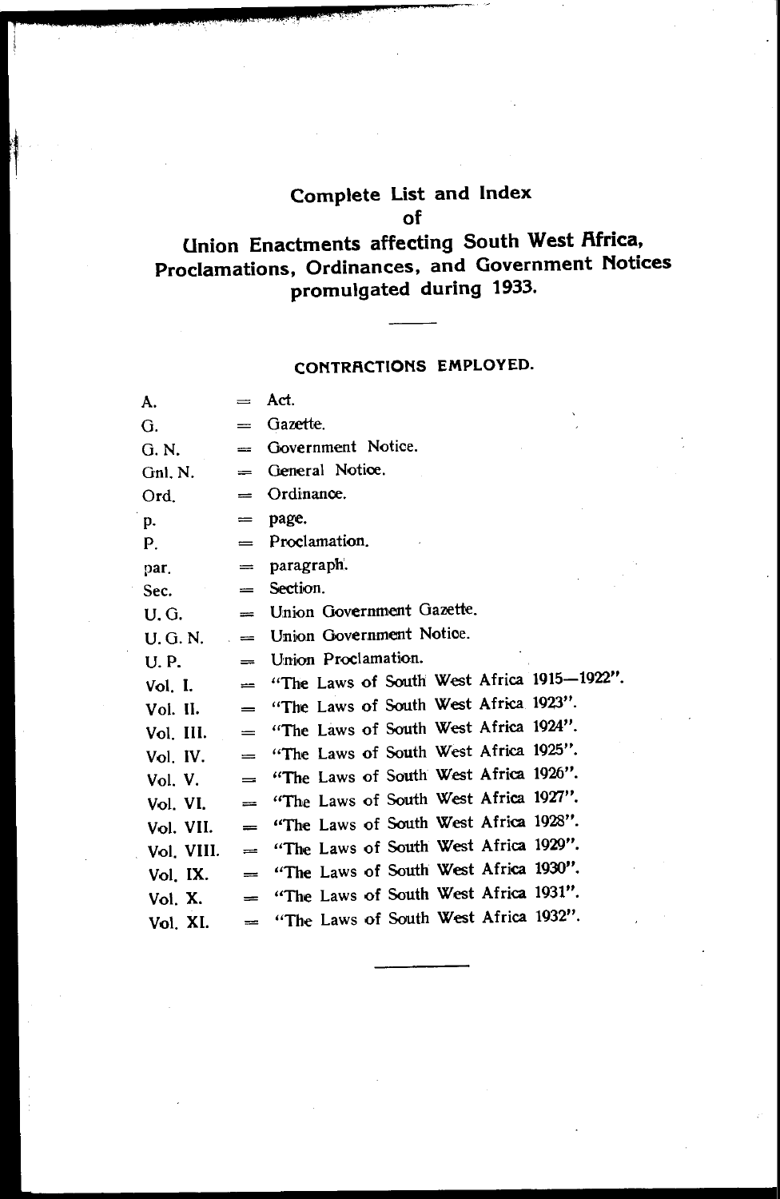# Complete List and Index of Union Enactments affecting South West Africa, Proclamations, Ordinances, and Government Notices promulgated during 1933.

## CONTRACTIONS EMPLOYED.

| | | |
|---|---|---|
| A. | = | Act. |
| G. | = | Gazette. |
| G. N. | = | Government Notice. |
| Gnl. N. | = | General Notice. |
| Ord. | = | Ordinance. |
| p. | = | page. |
| P. | = | Proclamation. |
| par. | = | paragraph. |
| Sec. | = | Section. |
| U. G. | = | Union Government Gazette. |
| U. G. N. | = | Union Government Notice. |
| U. P. | = | Union Proclamation. |
| Vol. I. | = | "The Laws of South West Africa 1915—1922". |
| Vol. II. | = | "The Laws of South West Africa 1923". |
| Vol. III. | = | "The Laws of South West Africa 1924". |
| Vol. IV. | = | "The Laws of South West Africa 1925". |
| Vol. V. | = | "The Laws of South West Africa 1926". |
| Vol. VI. | = | "The Laws of South West Africa 1927". |
| Vol. VII. | = | "The Laws of South West Africa 1928". |
| Vol. VIII. | = | "The Laws of South West Africa 1929". |
| Vol. IX. | = | "The Laws of South West Africa 1930". |
| Vol. X. | = | "The Laws of South West Africa 1931". |
| Vol. XI. | = | "The Laws of South West Africa 1932". |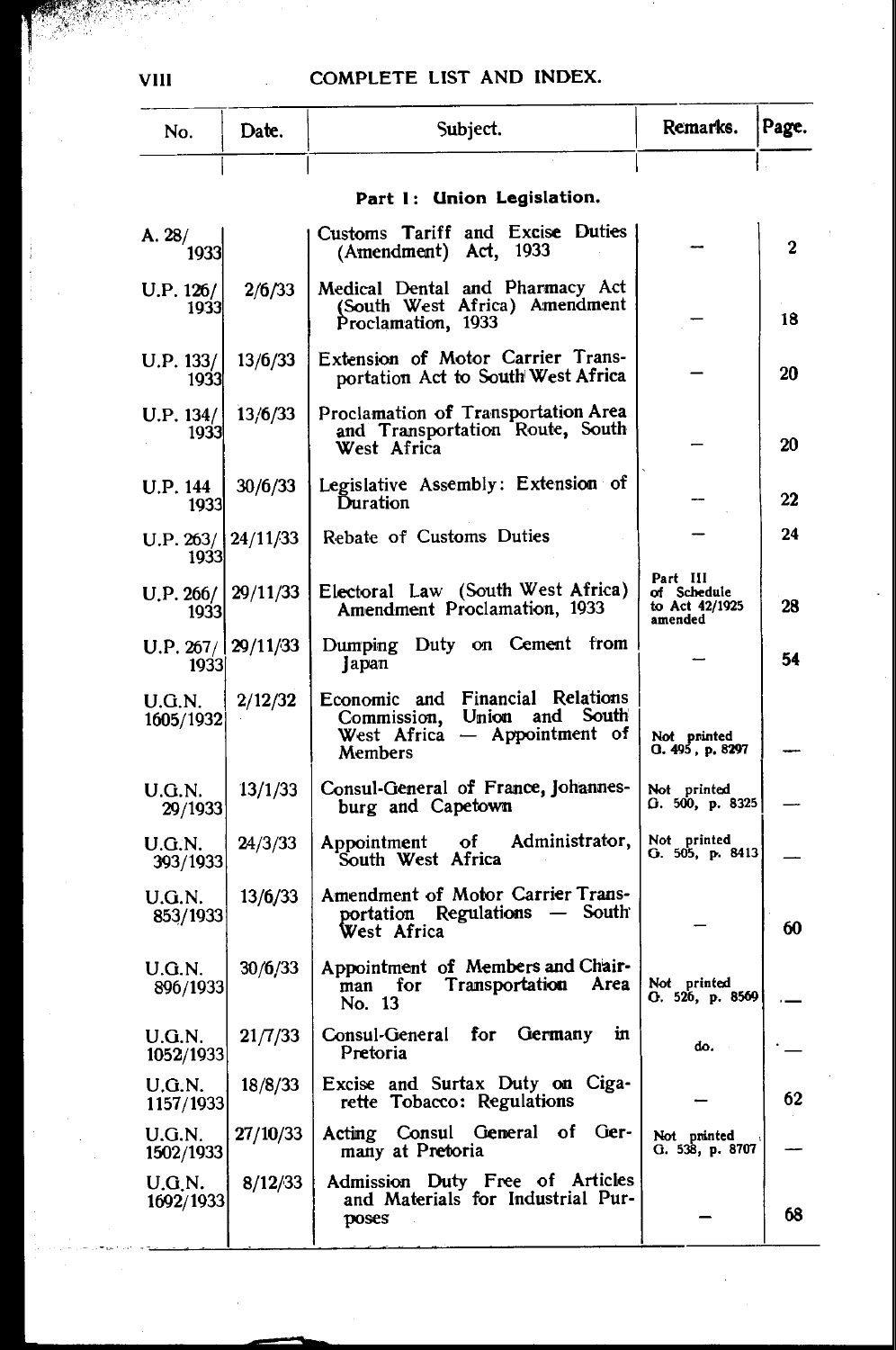## COMPLETE LIST AND INDEX.

| No. | Date. | Subject. | Remarks. | Page. |
|---|---|---|---|---|
| | | **Part I: Union Legislation.** | | |
| A. 28/1933 | | Customs Tariff and Excise Duties (Amendment) Act, 1933 | — | 2 |
| U.P. 126/1933 | 2/6/33 | Medical Dental and Pharmacy Act (South West Africa) Amendment Proclamation, 1933 | — | 18 |
| U.P. 133/1933 | 13/6/33 | Extension of Motor Carrier Transportation Act to South West Africa | — | 20 |
| U.P. 134/1933 | 13/6/33 | Proclamation of Transportation Area and Transportation Route, South West Africa | — | 20 |
| U.P. 144 1933 | 30/6/33 | Legislative Assembly: Extension of Duration | — | 22 |
| U.P. 263/1933 | 24/11/33 | Rebate of Customs Duties | — | 24 |
| U.P. 266/1933 | 29/11/33 | Electoral Law (South West Africa) Amendment Proclamation, 1933 | Part III of Schedule to Act 42/1925 amended | 28 |
| U.P. 267/1933 | 29/11/33 | Dumping Duty on Cement from Japan | — | 54 |
| U.G.N. 1605/1932 | 2/12/32 | Economic and Financial Relations Commission, Union and South West Africa — Appointment of Members | Not printed G. 495, p. 8297 | — |
| U.G.N. 29/1933 | 13/1/33 | Consul-General of France, Johannesburg and Capetown | Not printed G. 500, p. 8325 | — |
| U.G.N. 393/1933 | 24/3/33 | Appointment of Administrator, South West Africa | Not printed G. 505, p. 8413 | — |
| U.G.N. 853/1933 | 13/6/33 | Amendment of Motor Carrier Transportation Regulations — South West Africa | — | 60 |
| U.G.N. 896/1933 | 30/6/33 | Appointment of Members and Chairman for Transportation Area No. 13 | Not printed G. 526, p. 8569 | — |
| U.G.N. 1052/1933 | 21/7/33 | Consul-General for Germany in Pretoria | do. | — |
| U.G.N. 1157/1933 | 18/8/33 | Excise and Surtax Duty on Cigarette Tobacco: Regulations | — | 62 |
| U.G.N. 1502/1933 | 27/10/33 | Acting Consul General of Germany at Pretoria | Not printed G. 538, p. 8707 | — |
| U.G.N. 1692/1933 | 8/12/33 | Admission Duty Free of Articles and Materials for Industrial Purposes | — | 68 |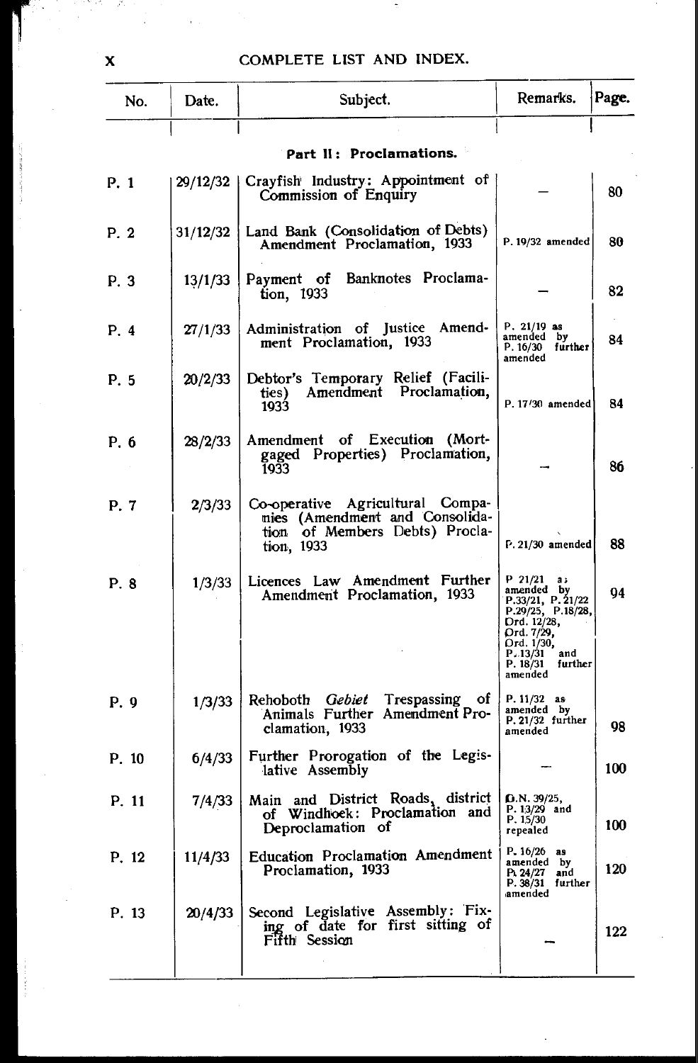## COMPLETE LIST AND INDEX.

| No. | Date. | Subject. | Remarks. | Page. |
|---|---|---|---|---|
| | | **Part II: Proclamations.** | | |
| P. 1 | 29/12/32 | Crayfish Industry: Appointment of Commission of Enquiry | — | 80 |
| P. 2 | 31/12/32 | Land Bank (Consolidation of Debts) Amendment Proclamation, 1933 | P. 19/32 amended | 80 |
| P. 3 | 13/1/33 | Payment of Banknotes Proclamation, 1933 | — | 82 |
| P. 4 | 27/1/33 | Administration of Justice Amendment Proclamation, 1933 | P. 21/19 as amended by P. 16/30 further amended | 84 |
| P. 5 | 20/2/33 | Debtor's Temporary Relief (Facilities) Amendment Proclamation, 1933 | P. 17/30 amended | 84 |
| P. 6 | 28/2/33 | Amendment of Execution (Mortgaged Properties) Proclamation, 1933 | — | 86 |
| P. 7 | 2/3/33 | Co-operative Agricultural Companies (Amendment and Consolidation of Members Debts) Proclation, 1933 | P. 21/30 amended | 88 |
| P. 8 | 1/3/33 | Licences Law Amendment Further Amendment Proclamation, 1933 | P 21/21 as amended by P.33/21, P. 21/22 P.29/25, P.18/28, Ord. 12/28, Ord. 7/29, Ord. 1/30, P. 13/31 and P. 18/31 further amended | 94 |
| P. 9 | 1/3/33 | Rehoboth *Gebiet* Trespassing of Animals Further Amendment Proclamation, 1933 | P. 11/32 as amended by P. 21/32 further amended | 98 |
| P. 10 | 6/4/33 | Further Prorogation of the Legislative Assembly | — | 100 |
| P. 11 | 7/4/33 | Main and District Roads, district of Windhoek: Proclamation and Deproclamation of | G.N. 39/25, P. 13/29 and P. 15/30 repealed | 100 |
| P. 12 | 11/4/33 | Education Proclamation Amendment Proclamation, 1933 | P. 16/26 as amended by P. 24/27 and P. 38/31 further amended | 120 |
| P. 13 | 20/4/33 | Second Legislative Assembly: Fixing of date for first sitting of Fifth Session | — | 122 |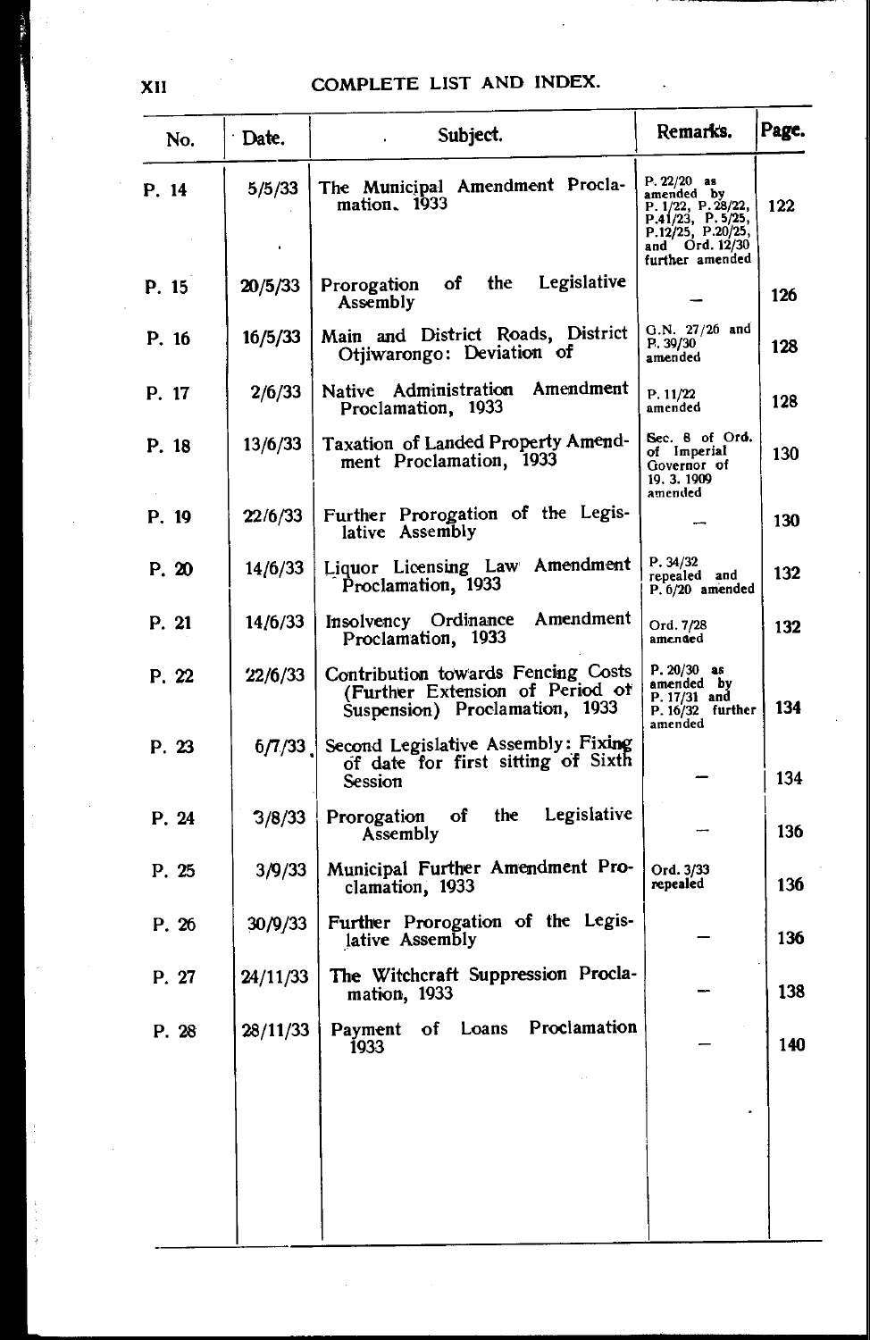## COMPLETE LIST AND INDEX.

| No. | Date. | Subject. | Remarks. | Page. |
|---|---|---|---|---|
| P. 14 | 5/5/33 | The Municipal Amendment Proclamation. 1933 | P. 22/20 as amended by P. 1/22, P. 28/22, P.41/23, P. 5/25, P.12/25, P.20/25, and Ord. 12/30 further amended | 122 |
| P. 15 | 20/5/33 | Prorogation of the Legislative Assembly | — | 126 |
| P. 16 | 16/5/33 | Main and District Roads, District Otjiwarongo: Deviation of | G.N. 27/26 and P. 39/30 amended | 128 |
| P. 17 | 2/6/33 | Native Administration Amendment Proclamation, 1933 | P. 11/22 amended | 128 |
| P. 18 | 13/6/33 | Taxation of Landed Property Amendment Proclamation, 1933 | Sec. 8 of Ord. of Imperial Governor of 19. 3. 1909 amended | 130 |
| P. 19 | 22/6/33 | Further Prorogation of the Legislative Assembly | — | 130 |
| P. 20 | 14/6/33 | Liquor Licensing Law Amendment Proclamation, 1933 | P. 34/32 repealed and P. 6/20 amended | 132 |
| P. 21 | 14/6/33 | Insolvency Ordinance Amendment Proclamation, 1933 | Ord. 7/28 amended | 132 |
| P. 22 | 22/6/33 | Contribution towards Fencing Costs (Further Extension of Period of Suspension) Proclamation, 1933 | P. 20/30 as amended by P. 17/31 and P. 16/32 further amended | 134 |
| P. 23 | 6/7/33 | Second Legislative Assembly: Fixing of date for first sitting of Sixth Session | — | 134 |
| P. 24 | 3/8/33 | Prorogation of the Legislative Assembly | — | 136 |
| P. 25 | 3/9/33 | Municipal Further Amendment Proclamation, 1933 | Ord. 3/33 repealed | 136 |
| P. 26 | 30/9/33 | Further Prorogation of the Legislative Assembly | — | 136 |
| P. 27 | 24/11/33 | The Witchcraft Suppression Proclamation, 1933 | — | 138 |
| P. 28 | 28/11/33 | Payment of Loans Proclamation 1933 | — | 140 |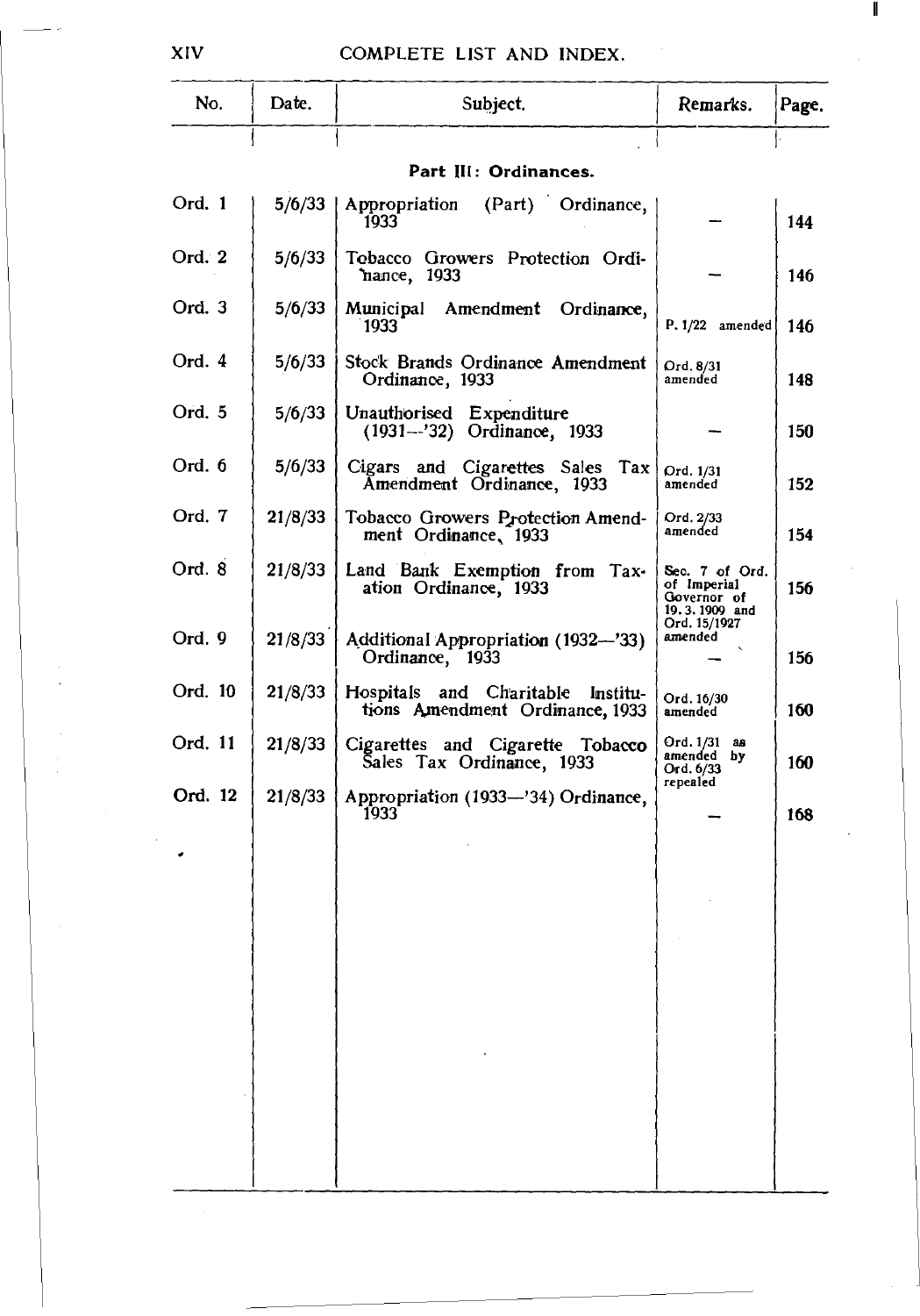# COMPLETE LIST AND INDEX.

| No. | Date. | Subject. | Remarks. | Page. |
|---|---|---|---|---|
| | | **Part III: Ordinances.** | | |
| Ord. 1 | 5/6/33 | Appropriation (Part) Ordinance, 1933 | — | 144 |
| Ord. 2 | 5/6/33 | Tobacco Growers Protection Ordinance, 1933 | — | 146 |
| Ord. 3 | 5/6/33 | Municipal Amendment Ordinance, 1933 | P. 1/22 amended | 146 |
| Ord. 4 | 5/6/33 | Stock Brands Ordinance Amendment Ordinance, 1933 | Ord. 8/31 amended | 148 |
| Ord. 5 | 5/6/33 | Unauthorised Expenditure (1931—'32) Ordinance, 1933 | — | 150 |
| Ord. 6 | 5/6/33 | Cigars and Cigarettes Sales Tax Amendment Ordinance, 1933 | Ord. 1/31 amended | 152 |
| Ord. 7 | 21/8/33 | Tobacco Growers Protection Amendment Ordinance, 1933 | Ord. 2/33 amended | 154 |
| Ord. 8 | 21/8/33 | Land Bank Exemption from Taxation Ordinance, 1933 | Sec. 7 of Ord. of Imperial Governor of 19.3.1909 and Ord. 15/1927 amended | 156 |
| Ord. 9 | 21/8/33 | Additional Appropriation (1932—'33) Ordinance, 1933 | — | 156 |
| Ord. 10 | 21/8/33 | Hospitals and Charitable Institutions Amendment Ordinance, 1933 | Ord. 16/30 amended | 160 |
| Ord. 11 | 21/8/33 | Cigarettes and Cigarette Tobacco Sales Tax Ordinance, 1933 | Ord. 1/31 as amended by Ord. 6/33 repealed | 160 |
| Ord. 12 | 21/8/33 | Appropriation (1933—'34) Ordinance, 1933 | — | 168 |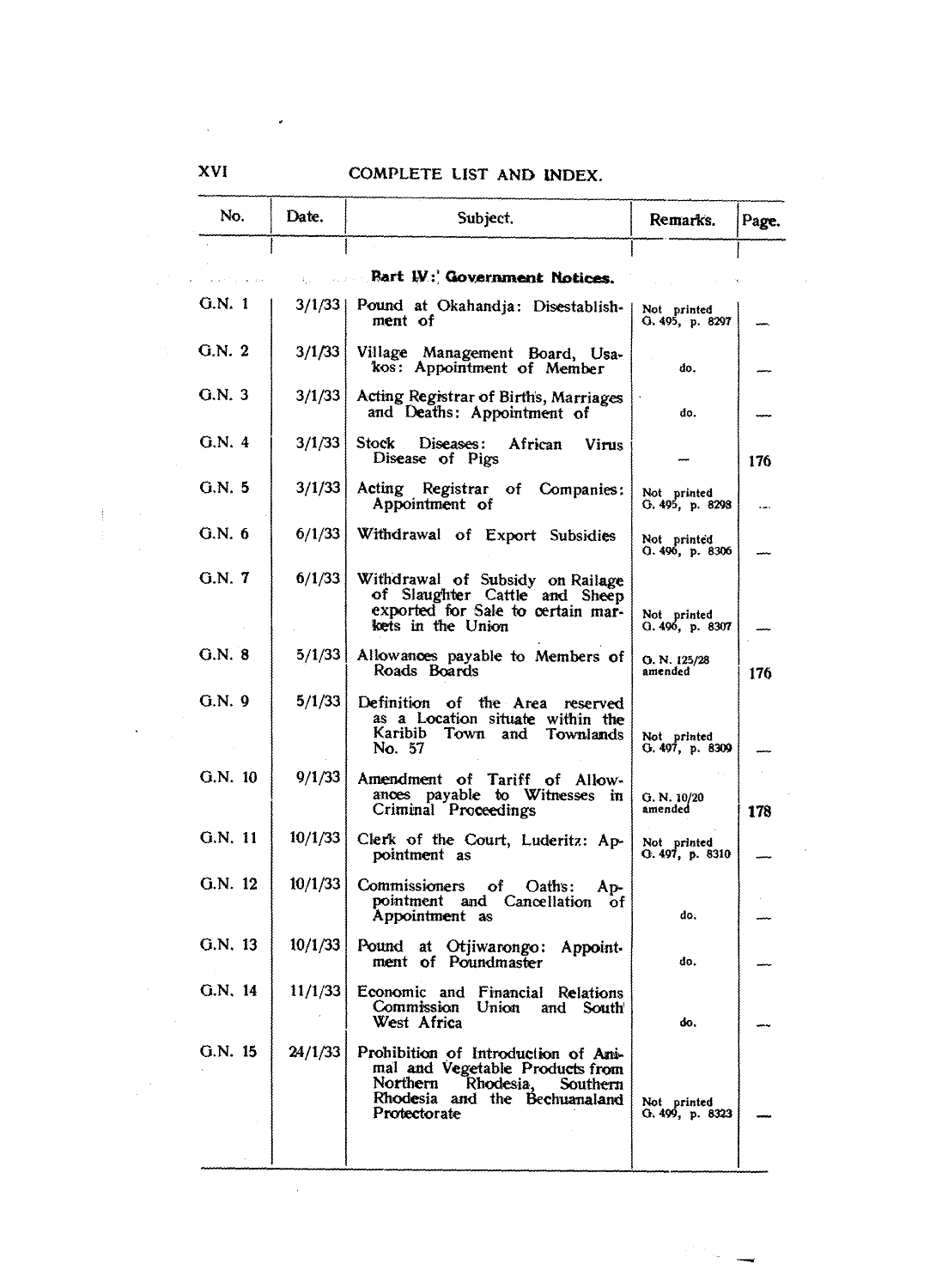## COMPLETE LIST AND INDEX.

| No. | Date. | Subject. | Remarks. | Page. |
|---|---|---|---|---|
| | | **Part IV: Government Notices.** | | |
| G.N. 1 | 3/1/33 | Pound at Okahandja: Disestablishment of | Not printed G. 495, p. 8297 | — |
| G.N. 2 | 3/1/33 | Village Management Board, Usakos: Appointment of Member | do. | — |
| G.N. 3 | 3/1/33 | Acting Registrar of Births, Marriages and Deaths: Appointment of | do. | — |
| G.N. 4 | 3/1/33 | Stock Diseases: African Virus Disease of Pigs | — | 176 |
| G.N. 5 | 3/1/33 | Acting Registrar of Companies: Appointment of | Not printed G. 495, p. 8298 | — |
| G.N. 6 | 6/1/33 | Withdrawal of Export Subsidies | Not printed G. 496, p. 8306 | — |
| G.N. 7 | 6/1/33 | Withdrawal of Subsidy on Railage of Slaughter Cattle and Sheep exported for Sale to certain markets in the Union | Not printed G. 496, p. 8307 | — |
| G.N. 8 | 5/1/33 | Allowances payable to Members of Roads Boards | G. N. 125/28 amended | 176 |
| G.N. 9 | 5/1/33 | Definition of the Area reserved as a Location situate within the Karibib Town and Townlands No. 57 | Not printed G. 497, p. 8309 | — |
| G.N. 10 | 9/1/33 | Amendment of Tariff of Allowances payable to Witnesses in Criminal Proceedings | G. N. 10/20 amended | 178 |
| G.N. 11 | 10/1/33 | Clerk of the Court, Luderitz: Appointment as | Not printed G. 497, p. 8310 | — |
| G.N. 12 | 10/1/33 | Commissioners of Oaths: Appointment and Cancellation of Appointment as | do. | — |
| G.N. 13 | 10/1/33 | Pound at Otjiwarongo: Appointment of Poundmaster | do. | — |
| G.N. 14 | 11/1/33 | Economic and Financial Relations Commission Union and South West Africa | do. | — |
| G.N. 15 | 24/1/33 | Prohibition of Introduction of Animal and Vegetable Products from Northern Rhodesia, Southern Rhodesia and the Bechuanaland Protectorate | Not printed G. 499, p. 8323 | — |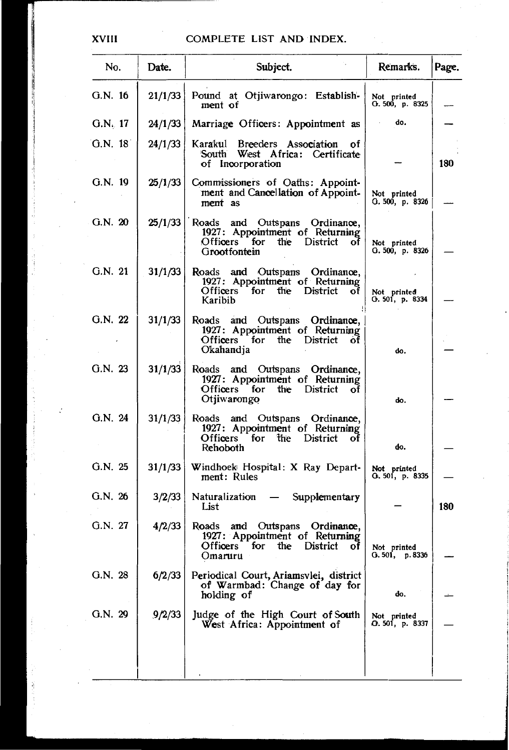# COMPLETE LIST AND INDEX.

| No. | Date. | Subject. | Remarks. | Page. |
|---|---|---|---|---|
| G.N. 16 | 21/1/33 | Pound at Otjiwarongo: Establishment of | Not printed G. 500, p. 8325 | — |
| G.N. 17 | 24/1/33 | Marriage Officers: Appointment as | do. | — |
| G.N. 18 | 24/1/33 | Karakul Breeders Association of South West Africa: Certificate of Incorporation | — | 180 |
| G.N. 19 | 25/1/33 | Commissioners of Oaths: Appointment and Cancellation of Appointment as | Not printed G. 500, p. 8326 | — |
| G.N. 20 | 25/1/33 | Roads and Outspans Ordinance, 1927: Appointment of Returning Officers for the District of Grootfontein | Not printed G. 500, p. 8326 | — |
| G.N. 21 | 31/1/33 | Roads and Outspans Ordinance, 1927: Appointment of Returning Officers for the District of Karibib | Not printed G. 501, p. 8334 | — |
| G.N. 22 | 31/1/33 | Roads and Outspans Ordinance, 1927: Appointment of Returning Officers for the District of Okahandja | do. | — |
| G.N. 23 | 31/1/33 | Roads and Outspans Ordinance, 1927: Appointment of Returning Officers for the District of Otjiwarongo | do. | — |
| G.N. 24 | 31/1/33 | Roads and Outspans Ordinance, 1927: Appointment of Returning Officers for the District of Rehoboth | do. | — |
| G.N. 25 | 31/1/33 | Windhoek Hospital: X Ray Department: Rules | Not printed G. 501, p. 8335 | — |
| G.N. 26 | 3/2/33 | Naturalization — Supplementary List | — | 180 |
| G.N. 27 | 4/2/33 | Roads and Outspans Ordinance, 1927: Appointment of Returning Officers for the District of Omaruru | Not printed G. 501, p. 8336 | — |
| G.N. 28 | 6/2/33 | Periodical Court, Ariamsvlei, district of Warmbad: Change of day for holding of | do. | — |
| G.N. 29 | 9/2/33 | Judge of the High Court of South West Africa: Appointment of | Not printed G. 501, p. 8337 | — |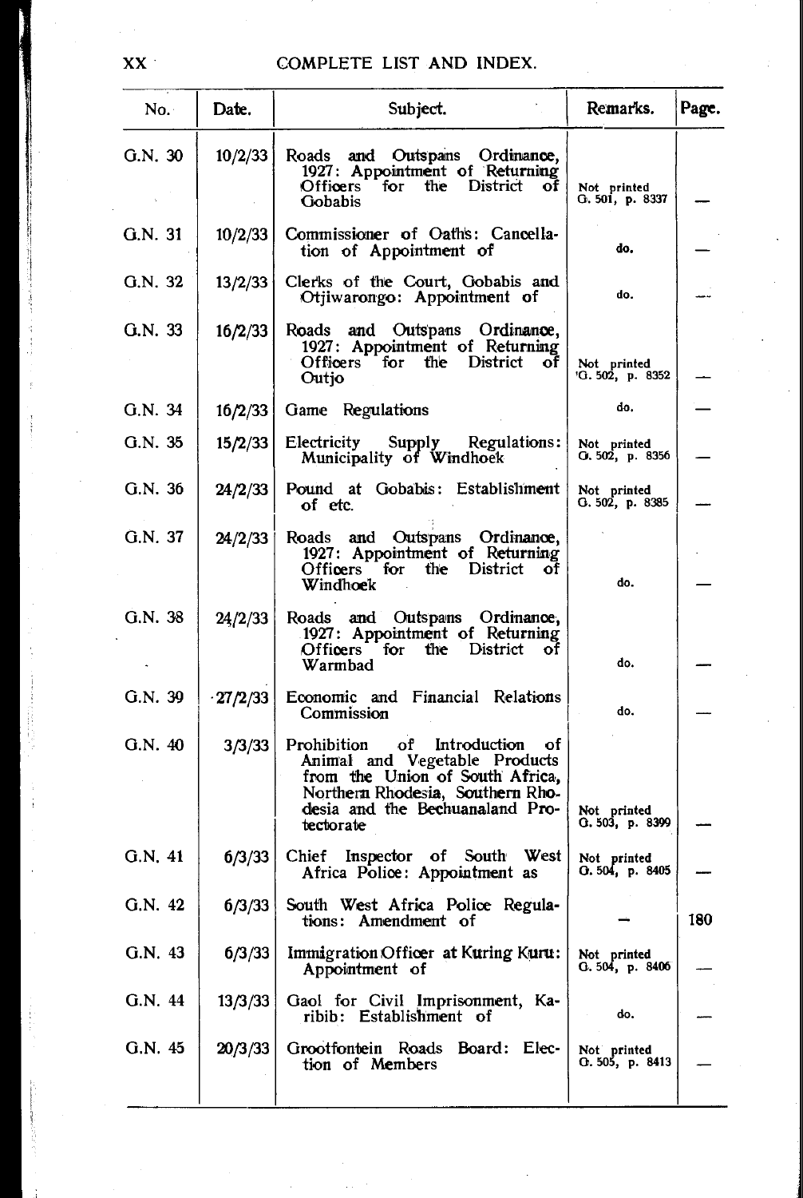# COMPLETE LIST AND INDEX.

| No. | Date. | Subject. | Remarks. | Page. |
|---|---|---|---|---|
| G.N. 30 | 10/2/33 | Roads and Outspans Ordinance, 1927: Appointment of Returning Officers for the District of Gobabis | Not printed G. 501, p. 8337 | — |
| G.N. 31 | 10/2/33 | Commissioner of Oaths: Cancellation of Appointment of | do. | — |
| G.N. 32 | 13/2/33 | Clerks of the Court, Gobabis and Otjiwarongo: Appointment of | do. | — |
| G.N. 33 | 16/2/33 | Roads and Outspans Ordinance, 1927: Appointment of Returning Officers for the District of Outjo | Not printed G. 502, p. 8352 | — |
| G.N. 34 | 16/2/33 | Game Regulations | do. | — |
| G.N. 35 | 15/2/33 | Electricity Supply Regulations: Municipality of Windhoek | Not printed G. 502, p. 8356 | — |
| G.N. 36 | 24/2/33 | Pound at Gobabis: Establishment of etc. | Not printed G. 502, p. 8385 | — |
| G.N. 37 | 24/2/33 | Roads and Outspans Ordinance, 1927: Appointment of Returning Officers for the District of Windhoek | do. | — |
| G.N. 38 | 24/2/33 | Roads and Outspans Ordinance, 1927: Appointment of Returning Officers for the District of Warmbad | do. | — |
| G.N. 39 | 27/2/33 | Economic and Financial Relations Commission | do. | — |
| G.N. 40 | 3/3/33 | Prohibition of Introduction of Animal and Vegetable Products from the Union of South Africa, Northern Rhodesia, Southern Rhodesia and the Bechuanaland Protectorate | Not printed G. 503, p. 8399 | — |
| G.N. 41 | 6/3/33 | Chief Inspector of South West Africa Police: Appointment as | Not printed G. 504, p. 8405 | — |
| G.N. 42 | 6/3/33 | South West Africa Police Regulations: Amendment of | — | 180 |
| G.N. 43 | 6/3/33 | Immigration Officer at Kuring Kuru: Appointment of | Not printed G. 504, p. 8406 | — |
| G.N. 44 | 13/3/33 | Gaol for Civil Imprisonment, Karibib: Establishment of | do. | — |
| G.N. 45 | 20/3/33 | Grootfontein Roads Board: Election of Members | Not printed G. 505, p. 8413 | — |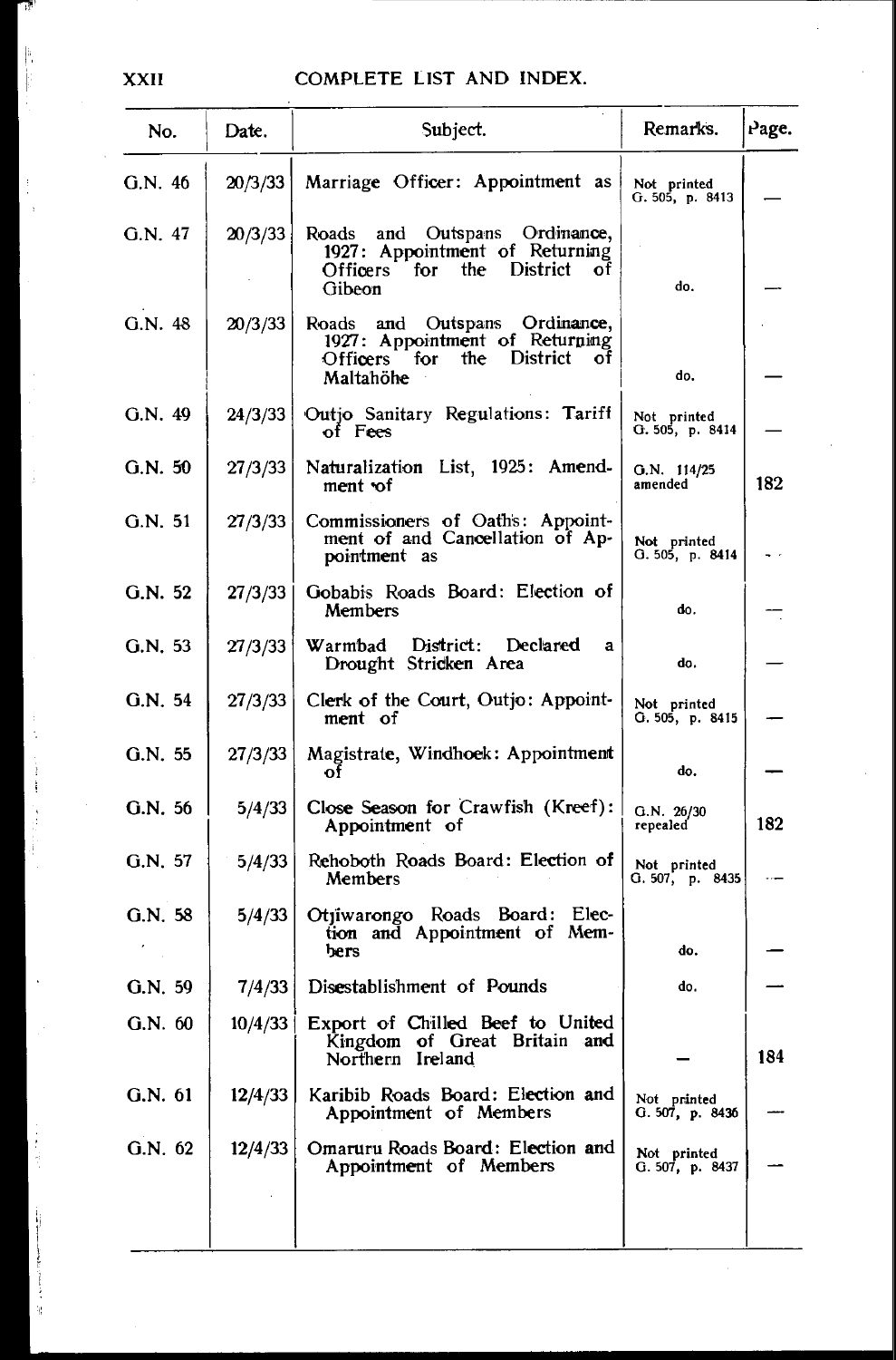# COMPLETE LIST AND INDEX.

| No. | Date. | Subject. | Remarks. | Page. |
|---|---|---|---|---|
| G.N. 46 | 20/3/33 | Marriage Officer: Appointment as | Not printed G. 505, p. 8413 | — |
| G.N. 47 | 20/3/33 | Roads and Outspans Ordinance, 1927: Appointment of Returning Officers for the District of Gibeon | do. | — |
| G.N. 48 | 20/3/33 | Roads and Outspans Ordinance, 1927: Appointment of Returning Officers for the District of Maltahöhe | do. | — |
| G.N. 49 | 24/3/33 | Outjo Sanitary Regulations: Tariff of Fees | Not printed G. 505, p. 8414 | — |
| G.N. 50 | 27/3/33 | Naturalization List, 1925: Amendment of | G.N. 114/25 amended | 182 |
| G.N. 51 | 27/3/33 | Commissioners of Oaths: Appointment of and Cancellation of Appointment as | Not printed G. 505, p. 8414 | — |
| G.N. 52 | 27/3/33 | Gobabis Roads Board: Election of Members | do. | — |
| G.N. 53 | 27/3/33 | Warmbad District: Declared a Drought Stricken Area | do. | — |
| G.N. 54 | 27/3/33 | Clerk of the Court, Outjo: Appointment of | Not printed G. 505, p. 8415 | — |
| G.N. 55 | 27/3/33 | Magistrate, Windhoek: Appointment of | do. | — |
| G.N. 56 | 5/4/33 | Close Season for Crawfish (Kreef): Appointment of | G.N. 26/30 repealed | 182 |
| G.N. 57 | 5/4/33 | Rehoboth Roads Board: Election of Members | Not printed G. 507, p. 8435 | — |
| G.N. 58 | 5/4/33 | Otjiwarongo Roads Board: Election and Appointment of Members | do. | — |
| G.N. 59 | 7/4/33 | Disestablishment of Pounds | do. | — |
| G.N. 60 | 10/4/33 | Export of Chilled Beef to United Kingdom of Great Britain and Northern Ireland | — | 184 |
| G.N. 61 | 12/4/33 | Karibib Roads Board: Election and Appointment of Members | Not printed G. 507, p. 8436 | — |
| G.N. 62 | 12/4/33 | Omaruru Roads Board: Election and Appointment of Members | Not printed G. 507, p. 8437 | — |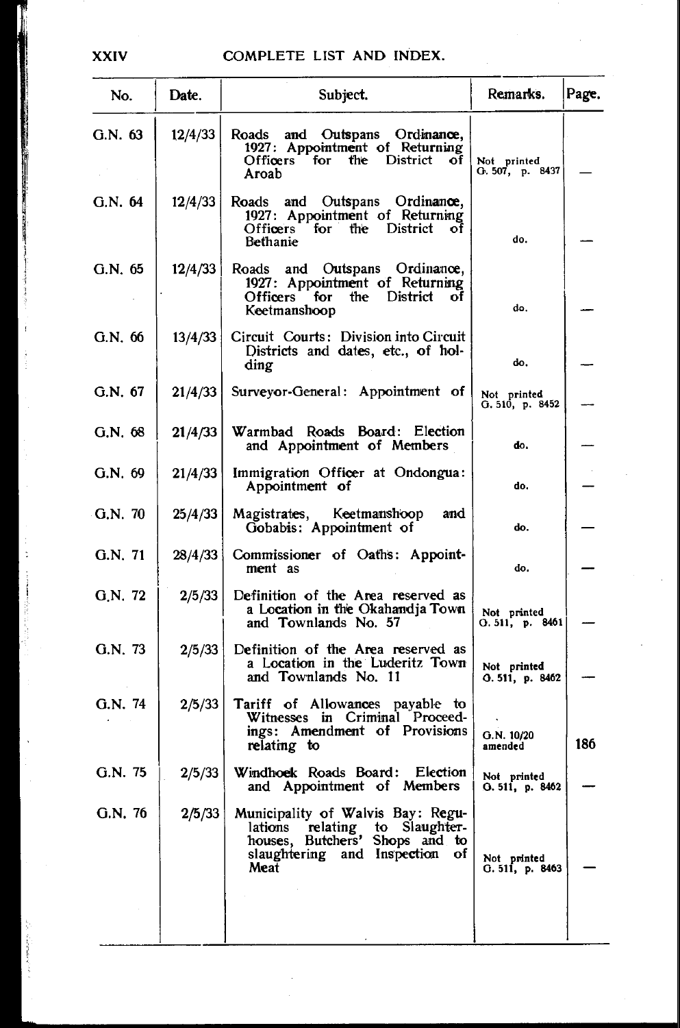| No. | Date. | Subject. | Remarks. | Page. |
|---|---|---|---|---|
| G.N. 63 | 12/4/33 | Roads and Outspans Ordinance, 1927: Appointment of Returning Officers for the District of Aroab | Not printed G. 507, p. 8437 | — |
| G.N. 64 | 12/4/33 | Roads and Outspans Ordinance, 1927: Appointment of Returning Officers for the District of Bethanie | do. | — |
| G.N. 65 | 12/4/33 | Roads and Outspans Ordinance, 1927: Appointment of Returning Officers for the District of Keetmanshoop | do. | — |
| G.N. 66 | 13/4/33 | Circuit Courts: Division into Circuit Districts and dates, etc., of holding | do. | — |
| G.N. 67 | 21/4/33 | Surveyor-General: Appointment of | Not printed G. 510, p. 8452 | — |
| G.N. 68 | 21/4/33 | Warmbad Roads Board: Election and Appointment of Members | do. | — |
| G.N. 69 | 21/4/33 | Immigration Officer at Ondongua: Appointment of | do. | — |
| G.N. 70 | 25/4/33 | Magistrates, Keetmanshoop and Gobabis: Appointment of | do. | — |
| G.N. 71 | 28/4/33 | Commissioner of Oaths: Appointment as | do. | — |
| G.N. 72 | 2/5/33 | Definition of the Area reserved as a Location in the Okahandja Town and Townlands No. 57 | Not printed G. 511, p. 8461 | — |
| G.N. 73 | 2/5/33 | Definition of the Area reserved as a Location in the Luderitz Town and Townlands No. 11 | Not printed G. 511, p. 8462 | — |
| G.N. 74 | 2/5/33 | Tariff of Allowances payable to Witnesses in Criminal Proceedings: Amendment of Provisions relating to | G.N. 10/20 amended | 186 |
| G.N. 75 | 2/5/33 | Windhoek Roads Board: Election and Appointment of Members | Not printed G. 511, p. 8462 | — |
| G.N. 76 | 2/5/33 | Municipality of Walvis Bay: Regulations relating to Slaughter-houses, Butchers' Shops and to slaughtering and Inspection of Meat | Not printed G. 511, p. 8463 | — |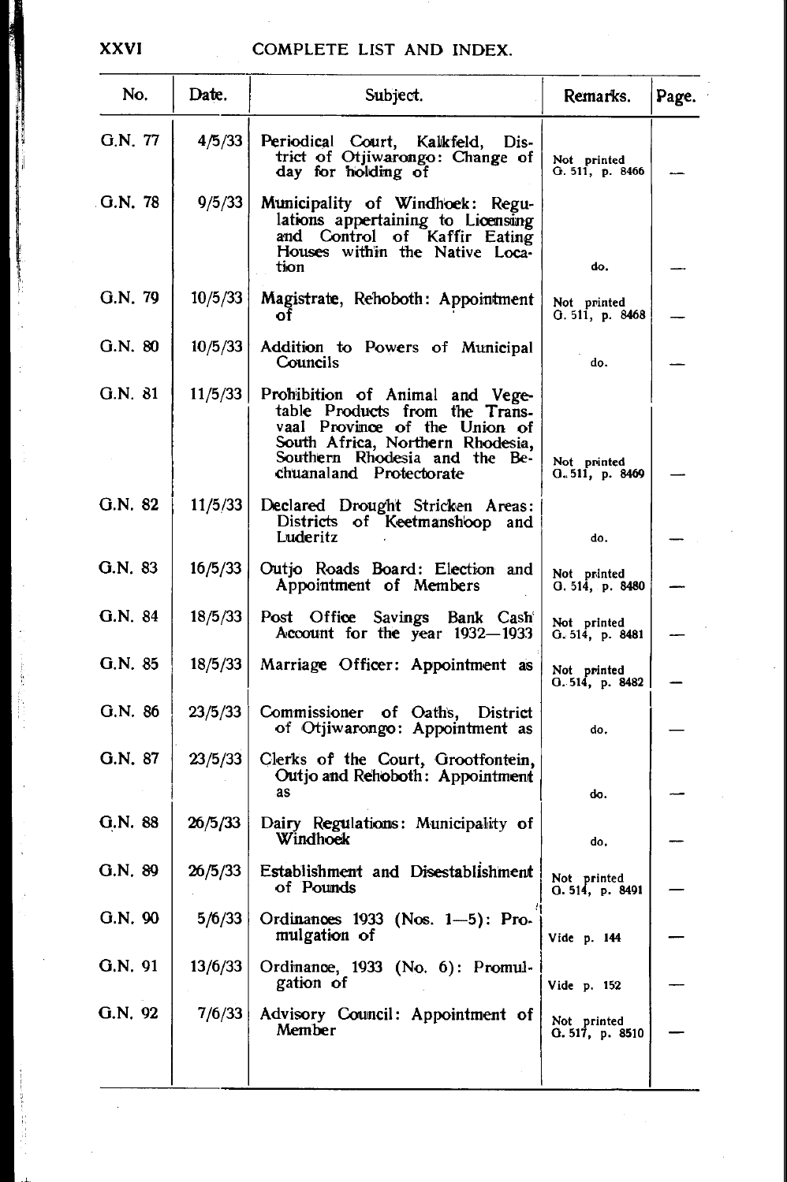## COMPLETE LIST AND INDEX.

| No. | Date. | Subject. | Remarks. | Page. |
|---|---|---|---|---|
| G.N. 77 | 4/5/33 | Periodical Court, Kalkfeld, District of Otjiwarongo: Change of day for holding of | Not printed G. 511, p. 8466 | — |
| G.N. 78 | 9/5/33 | Municipality of Windhoek: Regulations appertaining to Licensing and Control of Kaffir Eating Houses within the Native Location | do. | — |
| G.N. 79 | 10/5/33 | Magistrate, Rehoboth: Appointment of | Not printed G. 511, p. 8468 | — |
| G.N. 80 | 10/5/33 | Addition to Powers of Municipal Councils | do. | — |
| G.N. 81 | 11/5/33 | Prohibition of Animal and Vegetable Products from the Transvaal Province of the Union of South Africa, Northern Rhodesia, Southern Rhodesia and the Bechuanaland Protectorate | Not printed G. 511, p. 8469 | — |
| G.N. 82 | 11/5/33 | Declared Drought Stricken Areas: Districts of Keetmanshoop and Luderitz | do. | — |
| G.N. 83 | 16/5/33 | Outjo Roads Board: Election and Appointment of Members | Not printed G. 514, p. 8480 | — |
| G.N. 84 | 18/5/33 | Post Office Savings Bank Cash Account for the year 1932—1933 | Not printed G. 514, p. 8481 | — |
| G.N. 85 | 18/5/33 | Marriage Officer: Appointment as | Not printed G. 514, p. 8482 | — |
| G.N. 86 | 23/5/33 | Commissioner of Oaths, District of Otjiwarongo: Appointment as | do. | — |
| G.N. 87 | 23/5/33 | Clerks of the Court, Grootfontein, Outjo and Rehoboth: Appointment as | do. | — |
| G.N. 88 | 26/5/33 | Dairy Regulations: Municipality of Windhoek | do. | — |
| G.N. 89 | 26/5/33 | Establishment and Disestablishment of Pounds | Not printed G. 514, p. 8491 | — |
| G.N. 90 | 5/6/33 | Ordinances 1933 (Nos. 1—5): Promulgation of | Vide p. 144 | — |
| G.N. 91 | 13/6/33 | Ordinance, 1933 (No. 6): Promulgation of | Vide p. 152 | — |
| G.N. 92 | 7/6/33 | Advisory Council: Appointment of Member | Not printed G. 517, p. 8510 | — |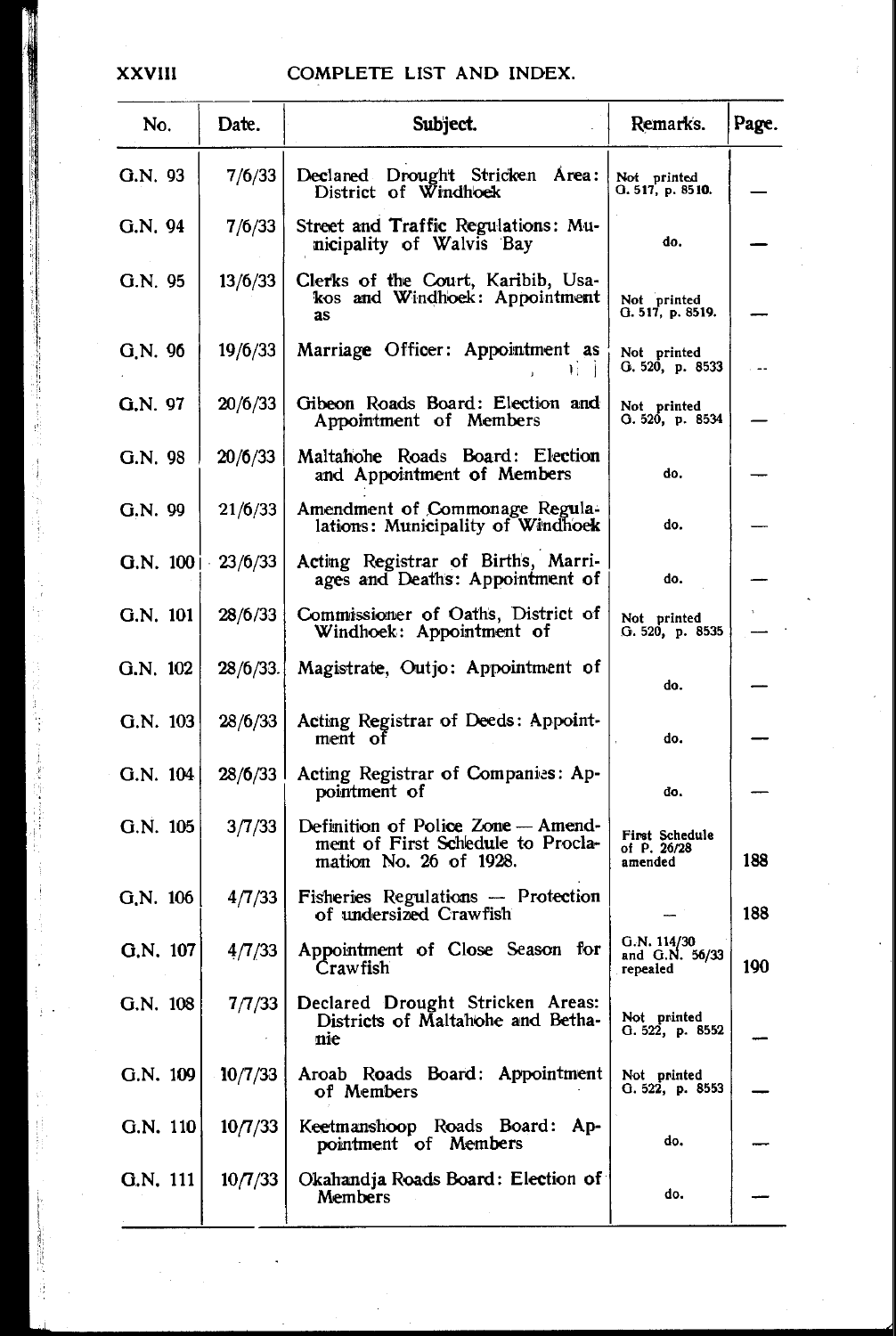# COMPLETE LIST AND INDEX.

| No. | Date. | Subject. | Remarks. | Page. |
|---|---|---|---|---|
| G.N. 93 | 7/6/33 | Declared Drought Stricken Area: District of Windhoek | Not printed G. 517, p. 8510. | — |
| G.N. 94 | 7/6/33 | Street and Traffic Regulations: Municipality of Walvis Bay | do. | — |
| G.N. 95 | 13/6/33 | Clerks of the Court, Karibib, Usakos and Windhoek: Appointment as | Not printed G. 517, p. 8519. | — |
| G.N. 96 | 19/6/33 | Marriage Officer: Appointment as | Not printed G. 520, p. 8533 | — |
| G.N. 97 | 20/6/33 | Gibeon Roads Board: Election and Appointment of Members | Not printed G. 520, p. 8534 | — |
| G.N. 98 | 20/6/33 | Maltahöhe Roads Board: Election and Appointment of Members | do. | — |
| G.N. 99 | 21/6/33 | Amendment of Commonage Regulations: Municipality of Windhoek | do. | — |
| G.N. 100 | 23/6/33 | Acting Registrar of Births, Marriages and Deaths: Appointment of | do. | — |
| G.N. 101 | 28/6/33 | Commissioner of Oaths, District of Windhoek: Appointment of | Not printed G. 520, p. 8535 | — |
| G.N. 102 | 28/6/33. | Magistrate, Outjo: Appointment of | do. | — |
| G.N. 103 | 28/6/33 | Acting Registrar of Deeds: Appointment of | do. | — |
| G.N. 104 | 28/6/33 | Acting Registrar of Companies: Appointment of | do. | — |
| G.N. 105 | 3/7/33 | Definition of Police Zone — Amendment of First Schedule to Proclamation No. 26 of 1928. | First Schedule of P. 26/28 amended | 188 |
| G.N. 106 | 4/7/33 | Fisheries Regulations — Protection of undersized Crawfish | — | 188 |
| G.N. 107 | 4/7/33 | Appointment of Close Season for Crawfish | G.N. 114/30 and G.N. 56/33 repealed | 190 |
| G.N. 108 | 7/7/33 | Declared Drought Stricken Areas: Districts of Maltahöhe and Bethanie | Not printed G. 522, p. 8552 | — |
| G.N. 109 | 10/7/33 | Aroab Roads Board: Appointment of Members | Not printed G. 522, p. 8553 | — |
| G.N. 110 | 10/7/33 | Keetmanshoop Roads Board: Appointment of Members | do. | — |
| G.N. 111 | 10/7/33 | Okahandja Roads Board: Election of Members | do. | — |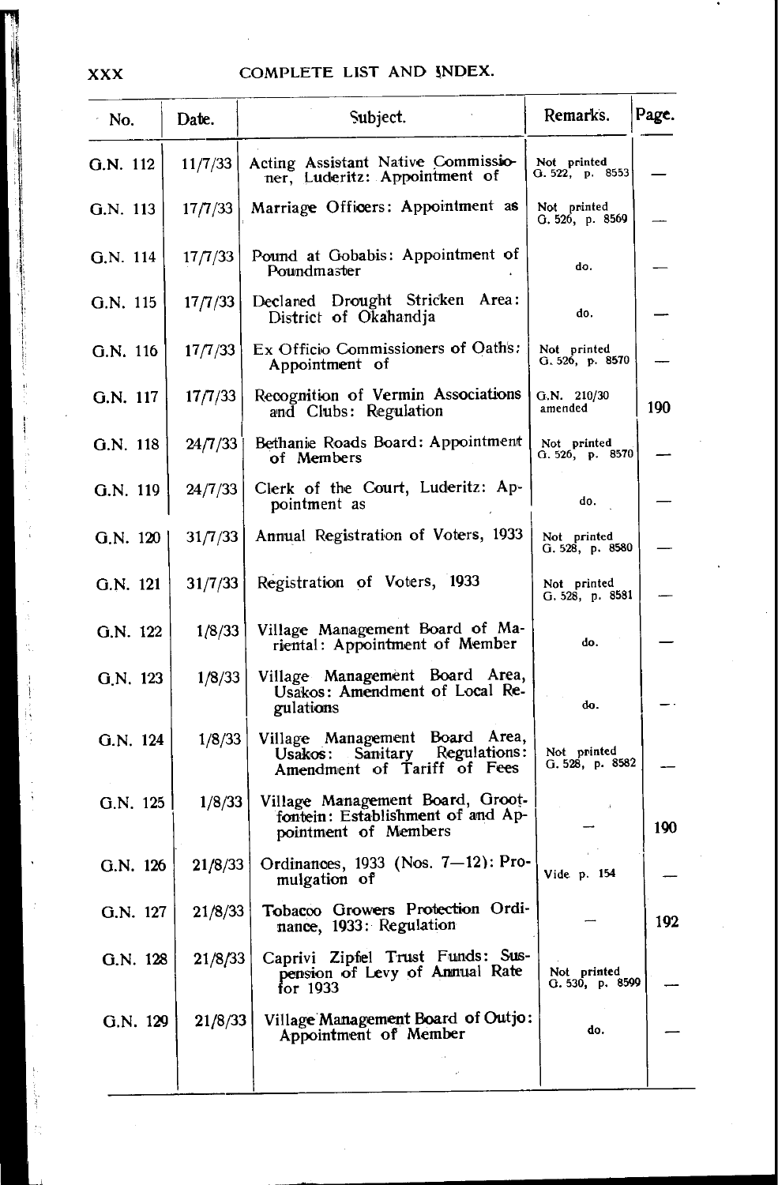| No. | Date. | Subject. | Remarks. | Page. |
|---|---|---|---|---|
| G.N. 112 | 11/7/33 | Acting Assistant Native Commissioner, Luderitz: Appointment of | Not printed G. 522, p. 8553 | — |
| G.N. 113 | 17/7/33 | Marriage Officers: Appointment as | Not printed G. 526, p. 8569 | — |
| G.N. 114 | 17/7/33 | Pound at Gobabis: Appointment of Poundmaster | do. | — |
| G.N. 115 | 17/7/33 | Declared Drought Stricken Area: District of Okahandja | do. | — |
| G.N. 116 | 17/7/33 | Ex Officio Commissioners of Oaths: Appointment of | Not printed G. 526, p. 8570 | — |
| G.N. 117 | 17/7/33 | Recognition of Vermin Associations and Clubs: Regulation | G.N. 210/30 amended | 190 |
| G.N. 118 | 24/7/33 | Bethanie Roads Board: Appointment of Members | Not printed G. 526, p. 8570 | — |
| G.N. 119 | 24/7/33 | Clerk of the Court, Luderitz: Appointment as | do. | — |
| G.N. 120 | 31/7/33 | Annual Registration of Voters, 1933 | Not printed G. 528, p. 8580 | — |
| G.N. 121 | 31/7/33 | Registration of Voters, 1933 | Not printed G. 528, p. 8581 | — |
| G.N. 122 | 1/8/33 | Village Management Board of Mariental: Appointment of Member | do. | — |
| G.N. 123 | 1/8/33 | Village Management Board Area, Usakos: Amendment of Local Regulations | do. | — |
| G.N. 124 | 1/8/33 | Village Management Board Area, Usakos: Sanitary Regulations: Amendment of Tariff of Fees | Not printed G. 528, p. 8582 | — |
| G.N. 125 | 1/8/33 | Village Management Board, Grootfontein: Establishment of and Appointment of Members | — | 190 |
| G.N. 126 | 21/8/33 | Ordinances, 1933 (Nos. 7—12): Promulgation of | Vide p. 154 | — |
| G.N. 127 | 21/8/33 | Tobacco Growers Protection Ordinance, 1933: Regulation | — | 192 |
| G.N. 128 | 21/8/33 | Caprivi Zipfel Trust Funds: Suspension of Levy of Annual Rate for 1933 | Not printed G. 530, p. 8599 | — |
| G.N. 129 | 21/8/33 | Village Management Board of Outjo: Appointment of Member | do. | — |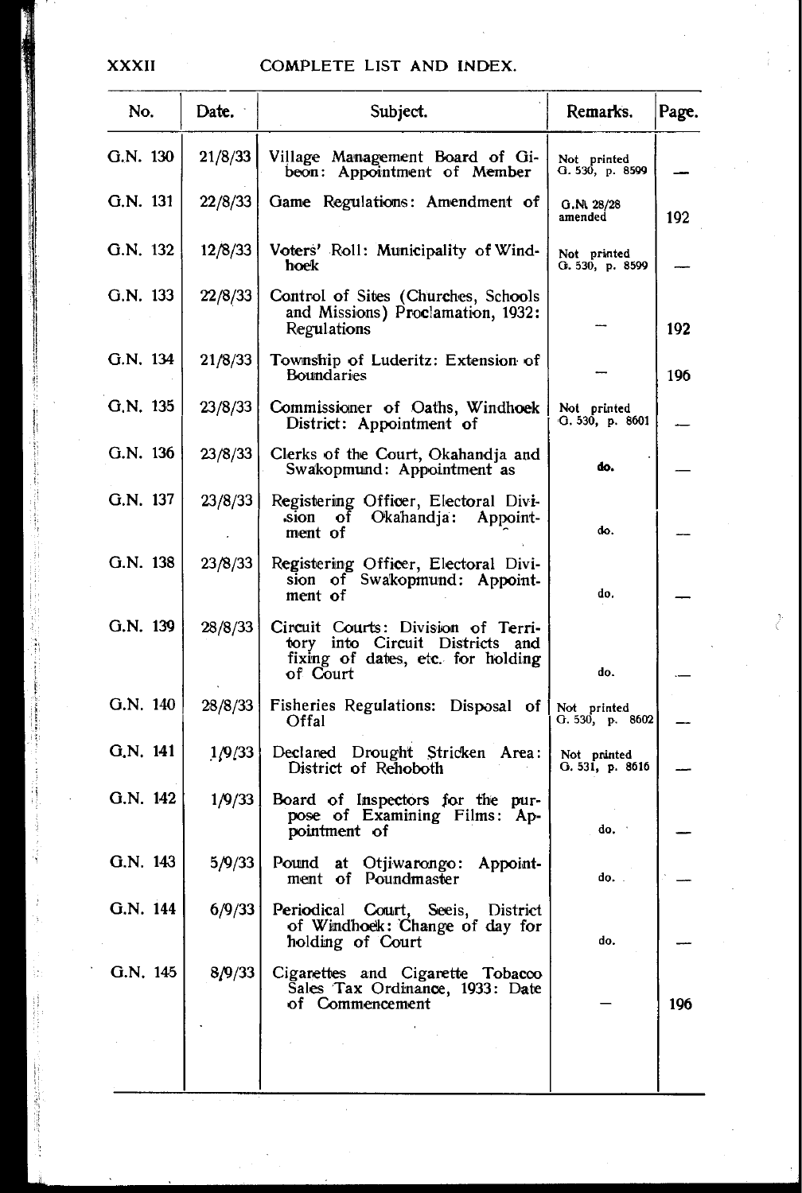| No. | Date. | Subject. | Remarks. | Page. |
|---|---|---|---|---|
| G.N. 130 | 21/8/33 | Village Management Board of Gibeon: Appointment of Member | Not printed G. 530, p. 8599 | — |
| G.N. 131 | 22/8/33 | Game Regulations: Amendment of | G.N. 28/28 amended | 192 |
| G.N. 132 | 12/8/33 | Voters' Roll: Municipality of Windhoek | Not printed G. 530, p. 8599 | — |
| G.N. 133 | 22/8/33 | Control of Sites (Churches, Schools and Missions) Proclamation, 1932: Regulations | — | 192 |
| G.N. 134 | 21/8/33 | Township of Luderitz: Extension of Boundaries | — | 196 |
| G.N. 135 | 23/8/33 | Commissioner of Oaths, Windhoek District: Appointment of | Not printed G. 530, p. 8601 | — |
| G.N. 136 | 23/8/33 | Clerks of the Court, Okahandja and Swakopmund: Appointment as | do. | — |
| G.N. 137 | 23/8/33 | Registering Officer, Electoral Division of Okahandja: Appointment of | do. | — |
| G.N. 138 | 23/8/33 | Registering Officer, Electoral Division of Swakopmund: Appointment of | do. | — |
| G.N. 139 | 28/8/33 | Circuit Courts: Division of Territory into Circuit Districts and fixing of dates, etc. for holding of Court | do. | — |
| G.N. 140 | 28/8/33 | Fisheries Regulations: Disposal of Offal | Not printed G. 530, p. 8602 | — |
| G.N. 141 | 1/9/33 | Declared Drought Stricken Area: District of Rehoboth | Not printed G. 531, p. 8616 | — |
| G.N. 142 | 1/9/33 | Board of Inspectors for the purpose of Examining Films: Appointment of | do. | — |
| G.N. 143 | 5/9/33 | Pound at Otjiwarongo: Appointment of Poundmaster | do. | — |
| G.N. 144 | 6/9/33 | Periodical Court, Seeis, District of Windhoek: Change of day for holding of Court | do. | — |
| G.N. 145 | 8/9/33 | Cigarettes and Cigarette Tobacco Sales Tax Ordinance, 1933: Date of Commencement | — | 196 |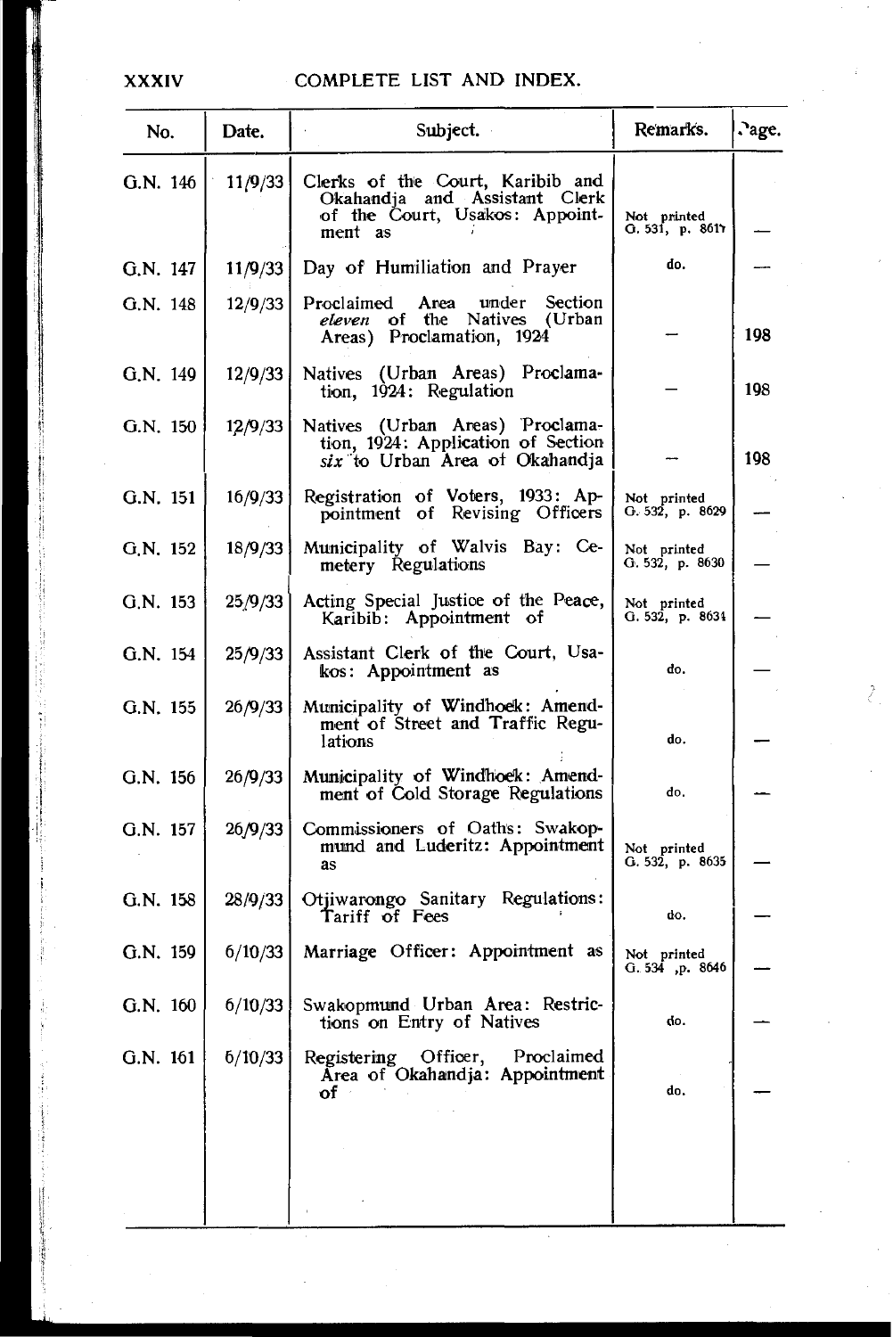## COMPLETE LIST AND INDEX.

| No. | Date. | Subject. | Remarks. | Page. |
|---|---|---|---|---|
| G.N. 146 | 11/9/33 | Clerks of the Court, Karibib and Okahandja and Assistant Clerk of the Court, Usakos: Appointment as | Not printed G. 531, p. 8617 | — |
| G.N. 147 | 11/9/33 | Day of Humiliation and Prayer | do. | — |
| G.N. 148 | 12/9/33 | Proclaimed Area under Section *eleven* of the Natives (Urban Areas) Proclamation, 1924 | — | 198 |
| G.N. 149 | 12/9/33 | Natives (Urban Areas) Proclamation, 1924: Regulation | — | 198 |
| G.N. 150 | 12/9/33 | Natives (Urban Areas) Proclamation, 1924: Application of Section *six* to Urban Area of Okahandja | — | 198 |
| G.N. 151 | 16/9/33 | Registration of Voters, 1933: Appointment of Revising Officers | Not printed G. 532, p. 8629 | — |
| G.N. 152 | 18/9/33 | Municipality of Walvis Bay: Cemetery Regulations | Not printed G. 532, p. 8630 | — |
| G.N. 153 | 25/9/33 | Acting Special Justice of the Peace, Karibib: Appointment of | Not printed G. 532, p. 8634 | — |
| G.N. 154 | 25/9/33 | Assistant Clerk of the Court, Usakos: Appointment as | do. | — |
| G.N. 155 | 26/9/33 | Municipality of Windhoek: Amendment of Street and Traffic Regulations | do. | — |
| G.N. 156 | 26/9/33 | Municipality of Windhoek: Amendment of Cold Storage Regulations | do. | — |
| G.N. 157 | 26/9/33 | Commissioners of Oaths: Swakopmund and Luderitz: Appointment as | Not printed G. 532, p. 8635 | — |
| G.N. 158 | 28/9/33 | Otjiwarongo Sanitary Regulations: Tariff of Fees | do. | — |
| G.N. 159 | 6/10/33 | Marriage Officer: Appointment as | Not printed G. 534, p. 8646 | — |
| G.N. 160 | 6/10/33 | Swakopmund Urban Area: Restrictions on Entry of Natives | do. | — |
| G.N. 161 | 6/10/33 | Registering Officer, Proclaimed Area of Okahandja: Appointment of | do. | — |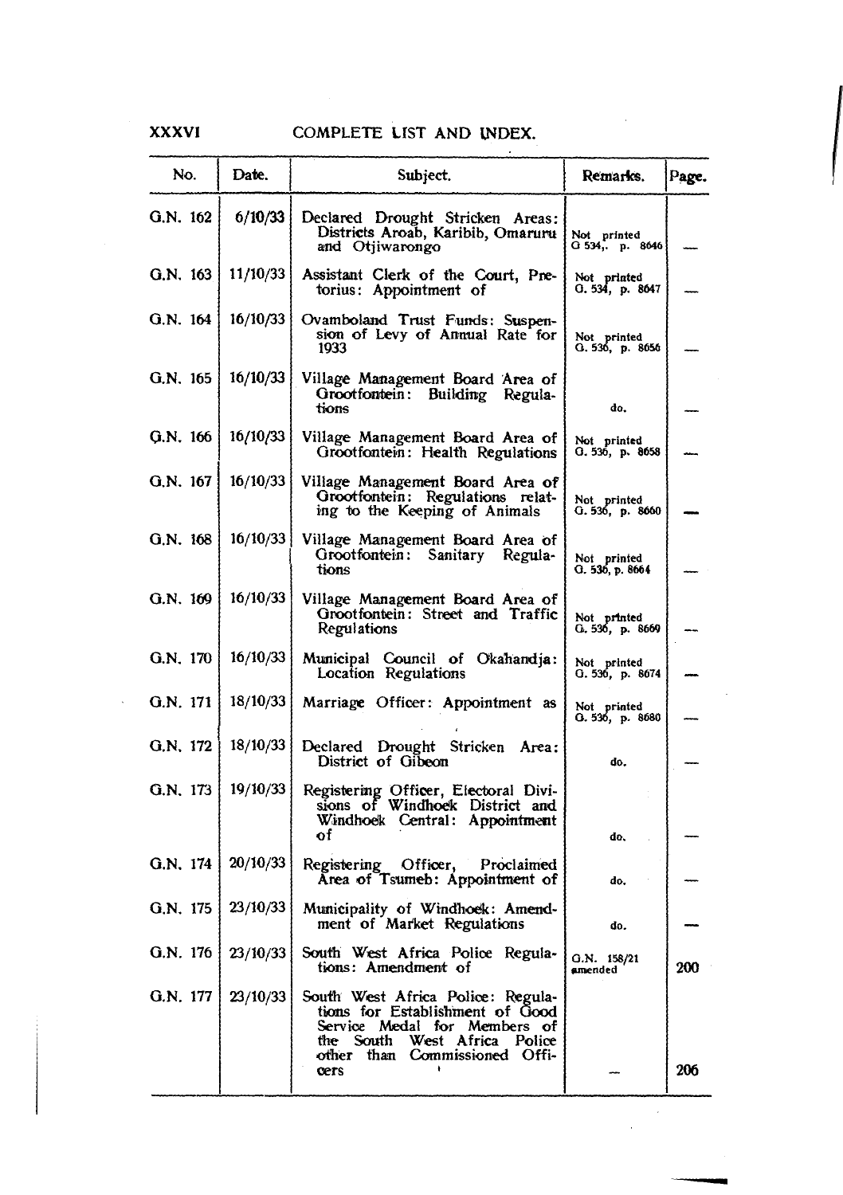## COMPLETE LIST AND INDEX.

| No. | Date. | Subject. | Remarks. | Page. |
|---|---|---|---|---|
| G.N. 162 | 6/10/33 | Declared Drought Stricken Areas: Districts Aroab, Karibib, Omaruru and Otjiwarongo | Not printed G 534,. p. 8646 | — |
| G.N. 163 | 11/10/33 | Assistant Clerk of the Court, Pretorius: Appointment of | Not printed G. 534, p. 8647 | — |
| G.N. 164 | 16/10/33 | Ovamboland Trust Funds: Suspension of Levy of Annual Rate for 1933 | Not printed G. 536, p. 8656 | — |
| G.N. 165 | 16/10/33 | Village Management Board Area of Grootfontein: Building Regulations | do. | — |
| G.N. 166 | 16/10/33 | Village Management Board Area of Grootfontein: Health Regulations | Not printed G. 536, p. 8658 | — |
| G.N. 167 | 16/10/33 | Village Management Board Area of Grootfontein: Regulations relating to the Keeping of Animals | Not printed G. 536, p. 8660 | — |
| G.N. 168 | 16/10/33 | Village Management Board Area of Grootfontein: Sanitary Regulations | Not printed G. 536, p. 8664 | — |
| G.N. 169 | 16/10/33 | Village Management Board Area of Grootfontein: Street and Traffic Regulations | Not printed G. 536, p. 8669 | — |
| G.N. 170 | 16/10/33 | Municipal Council of Okahandja: Location Regulations | Not printed G. 536, p. 8674 | — |
| G.N. 171 | 18/10/33 | Marriage Officer: Appointment as | Not printed G. 536, p. 8680 | — |
| G.N. 172 | 18/10/33 | Declared Drought Stricken Area: District of Gibeon | do. | — |
| G.N. 173 | 19/10/33 | Registering Officer, Electoral Divisions of Windhoek District and Windhoek Central: Appointment of | do. | — |
| G.N. 174 | 20/10/33 | Registering Officer, Proclaimed Area of Tsumeb: Appointment of | do. | — |
| G.N. 175 | 23/10/33 | Municipality of Windhoek: Amendment of Market Regulations | do. | — |
| G.N. 176 | 23/10/33 | South West Africa Police Regulations: Amendment of | G.N. 158/21 amended | 200 |
| G.N. 177 | 23/10/33 | South West Africa Police: Regulations for Establishment of Good Service Medal for Members of the South West Africa Police other than Commissioned Officers | — | 206 |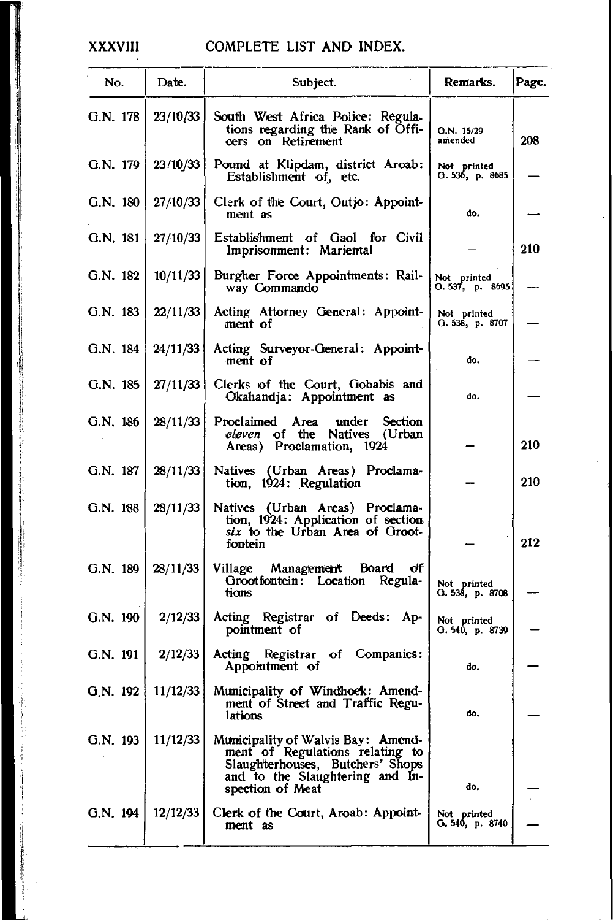| No. | Date. | Subject. | Remarks. | Page. |
|---|---|---|---|---|
| G.N. 178 | 23/10/33 | South West Africa Police: Regulations regarding the Rank of Officers on Retirement | G.N. 15/29 amended | 208 |
| G.N. 179 | 23/10/33 | Pound at Klipdam, district Aroab: Establishment of, etc. | Not printed G. 536, p. 8685 | — |
| G.N. 180 | 27/10/33 | Clerk of the Court, Outjo: Appointment as | do. | — |
| G.N. 181 | 27/10/33 | Establishment of Gaol for Civil Imprisonment: Mariental | — | 210 |
| G.N. 182 | 10/11/33 | Burgher Force Appointments: Railway Commando | Not printed G. 537, p. 8695 | — |
| G.N. 183 | 22/11/33 | Acting Attorney General: Appointment of | Not printed G. 538, p. 8707 | — |
| G.N. 184 | 24/11/33 | Acting Surveyor-General: Appointment of | do. | — |
| G.N. 185 | 27/11/33 | Clerks of the Court, Gobabis and Okahandja: Appointment as | do. | — |
| G.N. 186 | 28/11/33 | Proclaimed Area under Section *eleven* of the Natives (Urban Areas) Proclamation, 1924 | — | 210 |
| G.N. 187 | 28/11/33 | Natives (Urban Areas) Proclamation, 1924: Regulation | — | 210 |
| G.N. 188 | 28/11/33 | Natives (Urban Areas) Proclamation, 1924: Application of section *six* to the Urban Area of Grootfontein | — | 212 |
| G.N. 189 | 28/11/33 | Village Management Board of Grootfontein: Location Regulations | Not printed G. 538, p. 8708 | — |
| G.N. 190 | 2/12/33 | Acting Registrar of Deeds: Appointment of | Not printed G. 540, p. 8739 | — |
| G.N. 191 | 2/12/33 | Acting Registrar of Companies: Appointment of | do. | — |
| G.N. 192 | 11/12/33 | Municipality of Windhoek: Amendment of Street and Traffic Regulations | do. | — |
| G.N. 193 | 11/12/33 | Municipality of Walvis Bay: Amendment of Regulations relating to Slaughterhouses, Butchers' Shops and to the Slaughtering and Inspection of Meat | do. | — |
| G.N. 194 | 12/12/33 | Clerk of the Court, Aroab: Appointment as | Not printed G. 540, p. 8740 | — |